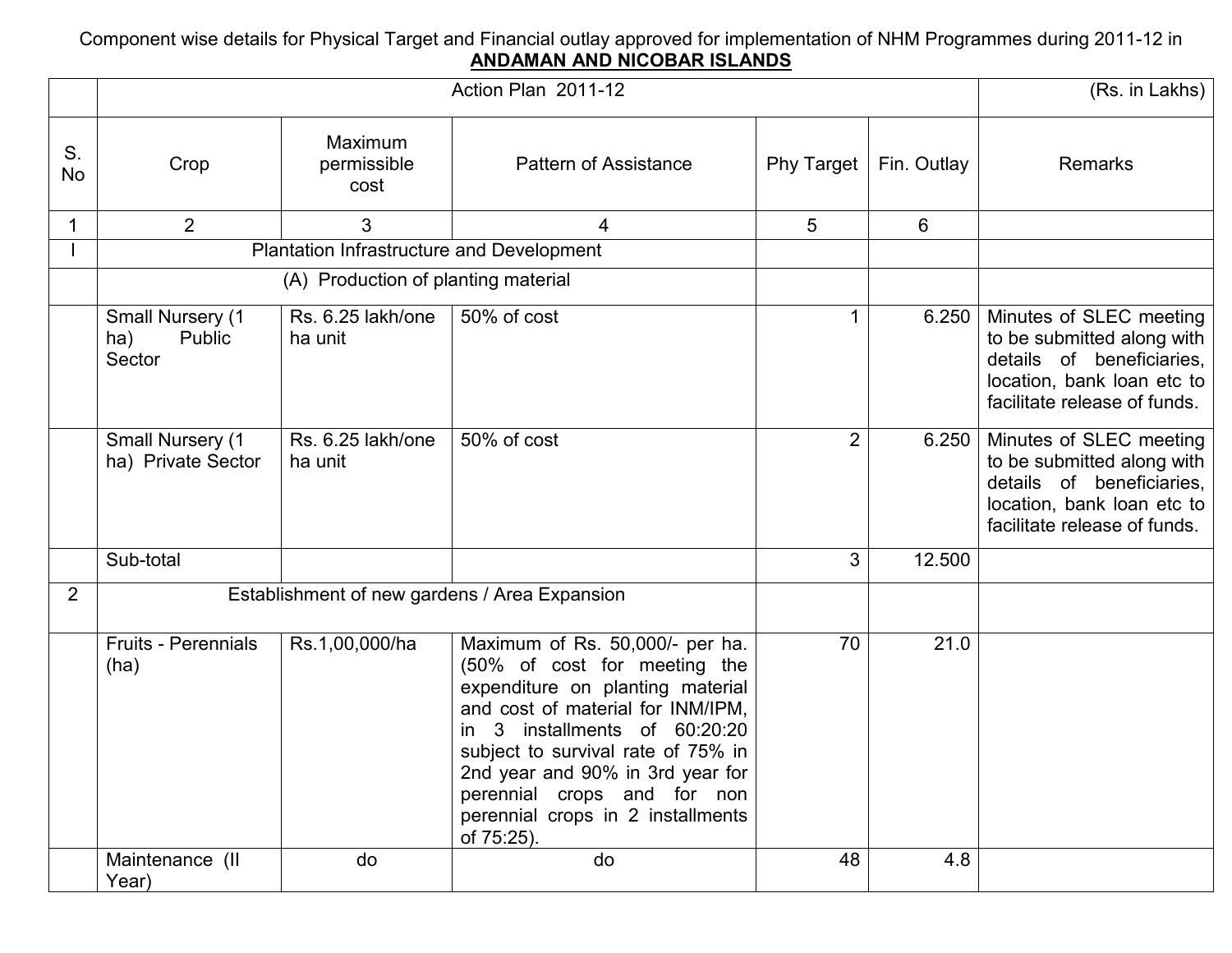Component wise details for Physical Target and Financial outlay approved for implementation of NHM Programmes during 2011-12 in

## ANDAMAN AND NICOBAR ISLANDS

| | Action Plan 2011-12 | | | | | (Rs. in Lakhs) |
|---|---|---|---|---|---|---|
| S. No | Crop | Maximum permissible cost | Pattern of Assistance | Phy Target | Fin. Outlay | Remarks |
| 1 | 2 | 3 | 4 | 5 | 6 | |
| I | Plantation Infrastructure and Development | | | | | |
| | (A) Production of planting material | | | | | |
| | Small Nursery (1 ha) Public Sector | Rs. 6.25 lakh/one ha unit | 50% of cost | 1 | 6.250 | Minutes of SLEC meeting to be submitted along with details of beneficiaries, location, bank loan etc to facilitate release of funds. |
| | Small Nursery (1 ha) Private Sector | Rs. 6.25 lakh/one ha unit | 50% of cost | 2 | 6.250 | Minutes of SLEC meeting to be submitted along with details of beneficiaries, location, bank loan etc to facilitate release of funds. |
| | Sub-total | | | 3 | 12.500 | |
| 2 | Establishment of new gardens / Area Expansion | | | | | |
| | Fruits - Perennials (ha) | Rs.1,00,000/ha | Maximum of Rs. 50,000/- per ha. (50% of cost for meeting the expenditure on planting material and cost of material for INM/IPM, in 3 installments of 60:20:20 subject to survival rate of 75% in 2nd year and 90% in 3rd year for perennial crops and for non perennial crops in 2 installments of 75:25). | 70 | 21.0 | |
| | Maintenance (II Year) | do | do | 48 | 4.8 | |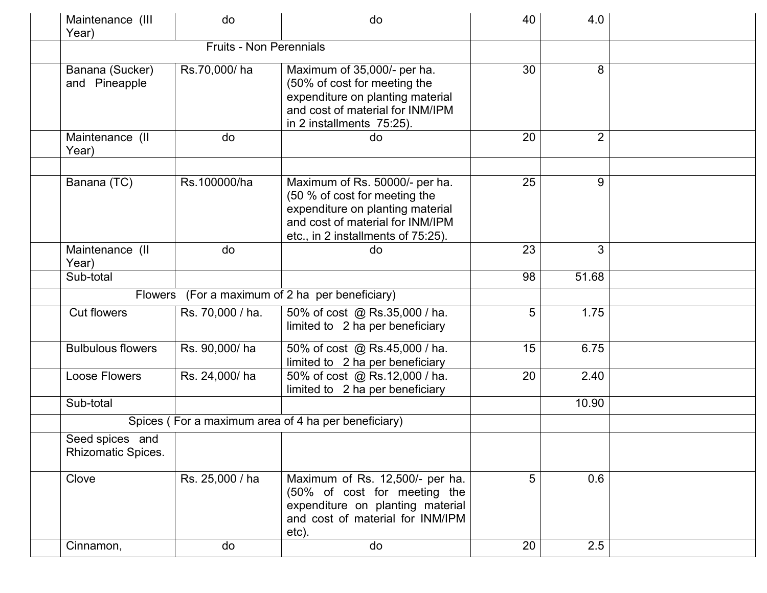| | | | | | | |
|---|---|---|---|---|---|---|
| | Maintenance (III Year) | do | do | 40 | 4.0 | |
| | Fruits - Non Perennials | | | | | |
| | Banana (Sucker) and Pineapple | Rs.70,000/ ha | Maximum of 35,000/- per ha. (50% of cost for meeting the expenditure on planting material and cost of material for INM/IPM in 2 installments 75:25). | 30 | 8 | |
| | Maintenance (II Year) | do | do | 20 | 2 | |
| | | | | | | |
| | Banana (TC) | Rs.100000/ha | Maximum of Rs. 50000/- per ha. (50 % of cost for meeting the expenditure on planting material and cost of material for INM/IPM etc., in 2 installments of 75:25). | 25 | 9 | |
| | Maintenance (II Year) | do | do | 23 | 3 | |
| | Sub-total | | | 98 | 51.68 | |
| | Flowers (For a maximum of 2 ha per beneficiary) | | | | | |
| | Cut flowers | Rs. 70,000 / ha. | 50% of cost @ Rs.35,000 / ha. limited to 2 ha per beneficiary | 5 | 1.75 | |
| | Bulbulous flowers | Rs. 90,000/ ha | 50% of cost @ Rs.45,000 / ha. limited to 2 ha per beneficiary | 15 | 6.75 | |
| | Loose Flowers | Rs. 24,000/ ha | 50% of cost @ Rs.12,000 / ha. limited to 2 ha per beneficiary | 20 | 2.40 | |
| | Sub-total | | | | 10.90 | |
| | Spices ( For a maximum area of 4 ha per beneficiary) | | | | | |
| | Seed spices and Rhizomatic Spices. | | | | | |
| | Clove | Rs. 25,000 / ha | Maximum of Rs. 12,500/- per ha. (50% of cost for meeting the expenditure on planting material and cost of material for INM/IPM etc). | 5 | 0.6 | |
| | Cinnamon, | do | do | 20 | 2.5 | |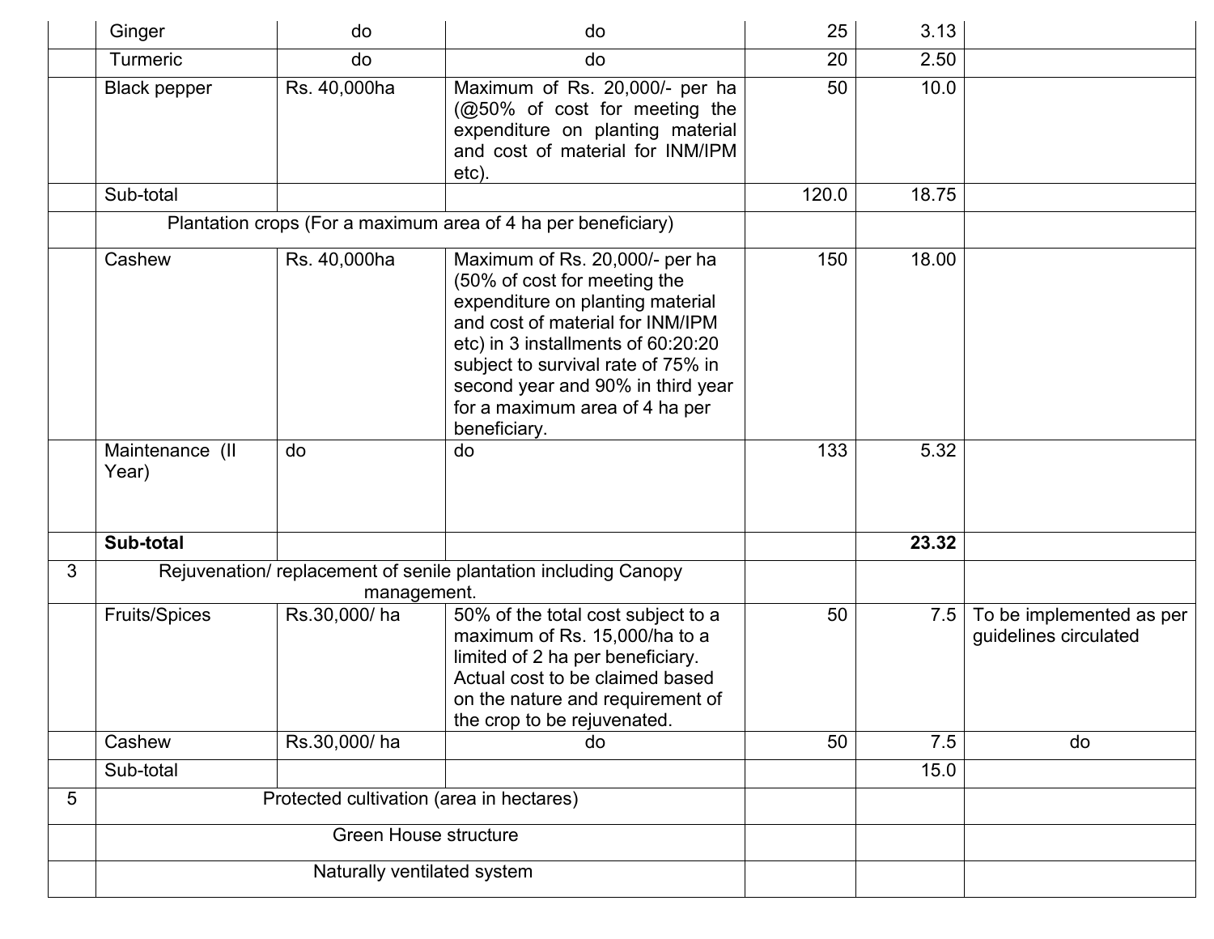| | | | | | | |
|---|---|---|---|---|---|---|
| | Ginger | do | do | 25 | 3.13 | |
| | Turmeric | do | do | 20 | 2.50 | |
| | Black pepper | Rs. 40,000ha | Maximum of Rs. 20,000/- per ha (@50% of cost for meeting the expenditure on planting material and cost of material for INM/IPM etc). | 50 | 10.0 | |
| | Sub-total | | | 120.0 | 18.75 | |
| | Plantation crops (For a maximum area of 4 ha per beneficiary) | | | | | |
| | Cashew | Rs. 40,000ha | Maximum of Rs. 20,000/- per ha (50% of cost for meeting the expenditure on planting material and cost of material for INM/IPM etc) in 3 installments of 60:20:20 subject to survival rate of 75% in second year and 90% in third year for a maximum area of 4 ha per beneficiary. | 150 | 18.00 | |
| | Maintenance (II Year) | do | do | 133 | 5.32 | |
| | **Sub-total** | | | | **23.32** | |
| 3 | Rejuvenation/ replacement of senile plantation including Canopy management. | | | | | |
| | Fruits/Spices | Rs.30,000/ ha | 50% of the total cost subject to a maximum of Rs. 15,000/ha to a limited of 2 ha per beneficiary. Actual cost to be claimed based on the nature and requirement of the crop to be rejuvenated. | 50 | 7.5 | To be implemented as per guidelines circulated |
| | Cashew | Rs.30,000/ ha | do | 50 | 7.5 | do |
| | Sub-total | | | | 15.0 | |
| 5 | Protected cultivation (area in hectares) | | | | | |
| | Green House structure | | | | | |
| | Naturally ventilated system | | | | | |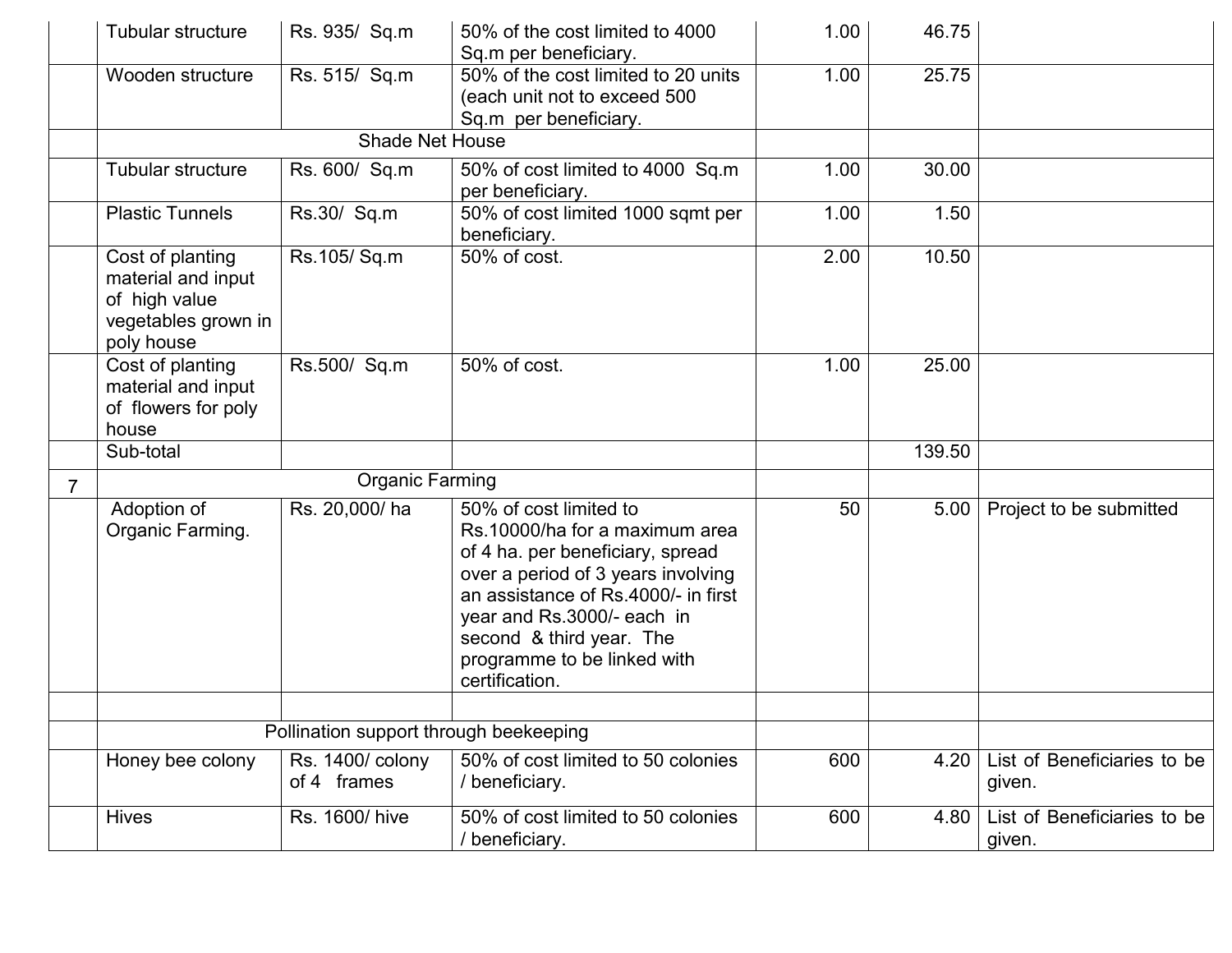|  | Tubular structure | Rs. 935/ Sq.m | 50% of the cost limited to 4000 Sq.m per beneficiary. | 1.00 | 46.75 |  |
|---|---|---|---|---|---|---|
|  | Wooden structure | Rs. 515/ Sq.m | 50% of the cost limited to 20 units (each unit not to exceed 500 Sq.m per beneficiary. | 1.00 | 25.75 |  |
|  | Shade Net House | | |  |  |  |
|  | Tubular structure | Rs. 600/ Sq.m | 50% of cost limited to 4000 Sq.m per beneficiary. | 1.00 | 30.00 |  |
|  | Plastic Tunnels | Rs.30/ Sq.m | 50% of cost limited 1000 sqmt per beneficiary. | 1.00 | 1.50 |  |
|  | Cost of planting material and input of high value vegetables grown in poly house | Rs.105/ Sq.m | 50% of cost. | 2.00 | 10.50 |  |
|  | Cost of planting material and input of flowers for poly house | Rs.500/ Sq.m | 50% of cost. | 1.00 | 25.00 |  |
|  | Sub-total |  |  |  | 139.50 |  |
| 7 | Organic Farming | | |  |  |  |
|  | Adoption of Organic Farming. | Rs. 20,000/ ha | 50% of cost limited to Rs.10000/ha for a maximum area of 4 ha. per beneficiary, spread over a period of 3 years involving an assistance of Rs.4000/- in first year and Rs.3000/- each in second & third year. The programme to be linked with certification. | 50 | 5.00 | Project to be submitted |
|  |  |  |  |  |  |  |
|  | Pollination support through beekeeping | | |  |  |  |
|  | Honey bee colony | Rs. 1400/ colony of 4 frames | 50% of cost limited to 50 colonies / beneficiary. | 600 | 4.20 | List of Beneficiaries to be given. |
|  | Hives | Rs. 1600/ hive | 50% of cost limited to 50 colonies / beneficiary. | 600 | 4.80 | List of Beneficiaries to be given. |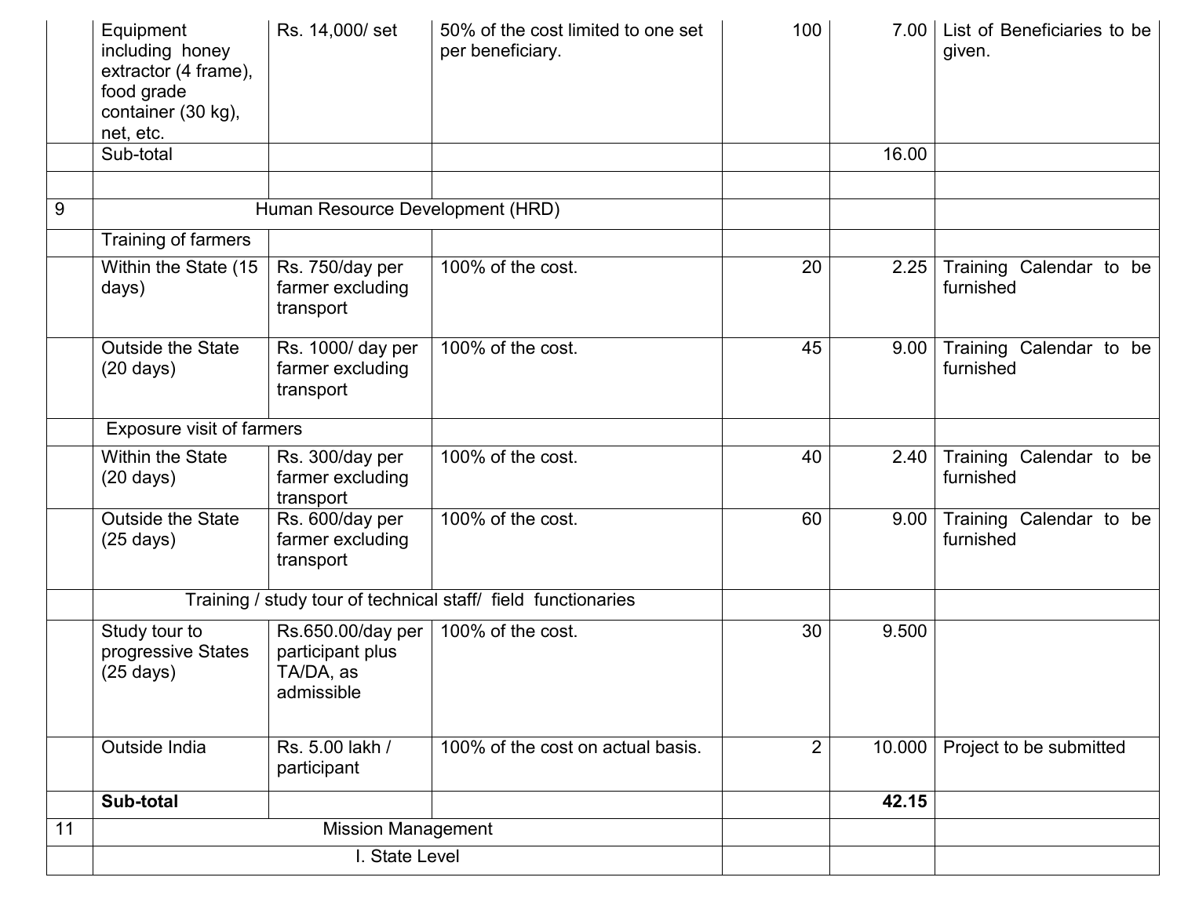| | | | | | | |
|---|---|---|---|---|---|---|
| | Equipment including honey extractor (4 frame), food grade container (30 kg), net, etc. | Rs. 14,000/ set | 50% of the cost limited to one set per beneficiary. | 100 | 7.00 | List of Beneficiaries to be given. |
| | Sub-total | | | | 16.00 | |
| | | | | | | |
| 9 | Human Resource Development (HRD) | | | | | |
| | Training of farmers | | | | | |
| | Within the State (15 days) | Rs. 750/day per farmer excluding transport | 100% of the cost. | 20 | 2.25 | Training Calendar to be furnished |
| | Outside the State (20 days) | Rs. 1000/ day per farmer excluding transport | 100% of the cost. | 45 | 9.00 | Training Calendar to be furnished |
| | Exposure visit of farmers | | | | | |
| | Within the State (20 days) | Rs. 300/day per farmer excluding transport | 100% of the cost. | 40 | 2.40 | Training Calendar to be furnished |
| | Outside the State (25 days) | Rs. 600/day per farmer excluding transport | 100% of the cost. | 60 | 9.00 | Training Calendar to be furnished |
| | Training / study tour of technical staff/ field functionaries | | | | | |
| | Study tour to progressive States (25 days) | Rs.650.00/day per participant plus TA/DA, as admissible | 100% of the cost. | 30 | 9.500 | |
| | Outside India | Rs. 5.00 lakh / participant | 100% of the cost on actual basis. | 2 | 10.000 | Project to be submitted |
| | **Sub-total** | | | | **42.15** | |
| 11 | Mission Management | | | | | |
| | I. State Level | | | | | |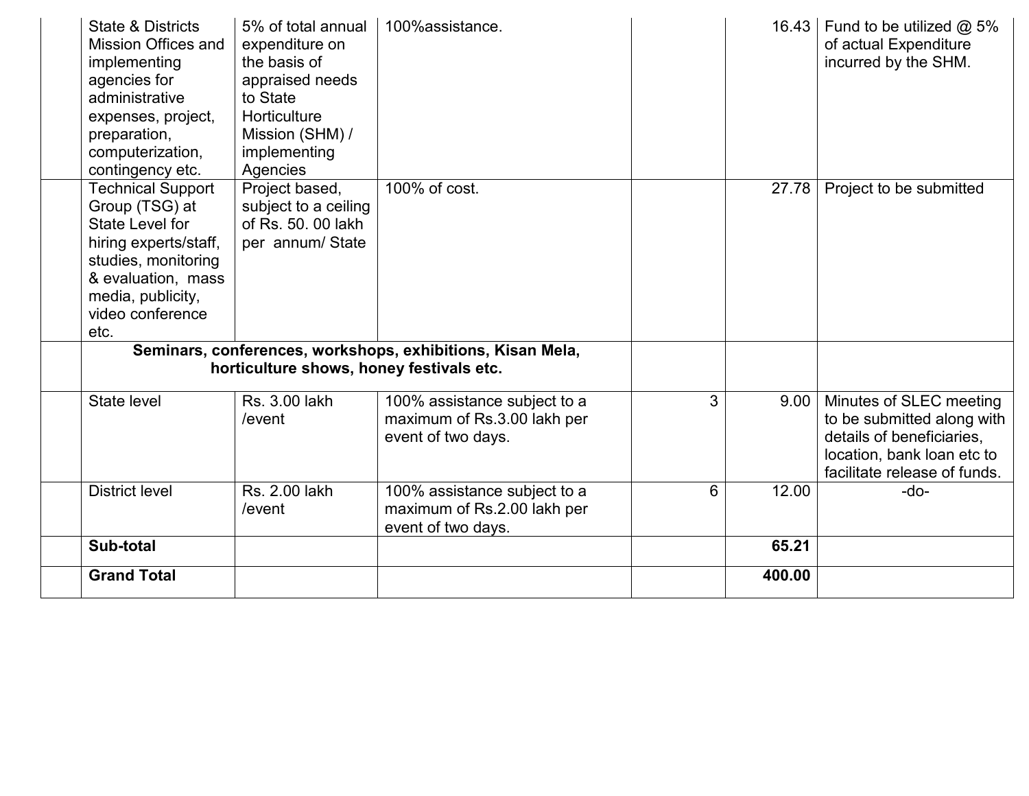| | | | | | | |
|---|---|---|---|---|---|---|
| | State & Districts Mission Offices and implementing agencies for administrative expenses, project, preparation, computerization, contingency etc. | 5% of total annual expenditure on the basis of appraised needs to State Horticulture Mission (SHM) / implementing Agencies | 100%assistance. | | 16.43 | Fund to be utilized @ 5% of actual Expenditure incurred by the SHM. |
| | Technical Support Group (TSG) at State Level for hiring experts/staff, studies, monitoring & evaluation, mass media, publicity, video conference etc. | Project based, subject to a ceiling of Rs. 50. 00 lakh per annum/ State | 100% of cost. | | 27.78 | Project to be submitted |
| | **Seminars, conferences, workshops, exhibitions, Kisan Mela, horticulture shows, honey festivals etc.** | | | | | |
| | State level | Rs. 3.00 lakh /event | 100% assistance subject to a maximum of Rs.3.00 lakh per event of two days. | 3 | 9.00 | Minutes of SLEC meeting to be submitted along with details of beneficiaries, location, bank loan etc to facilitate release of funds. |
| | District level | Rs. 2.00 lakh /event | 100% assistance subject to a maximum of Rs.2.00 lakh per event of two days. | 6 | 12.00 | -do- |
| | **Sub-total** | | | | **65.21** | |
| | **Grand Total** | | | | **400.00** | |